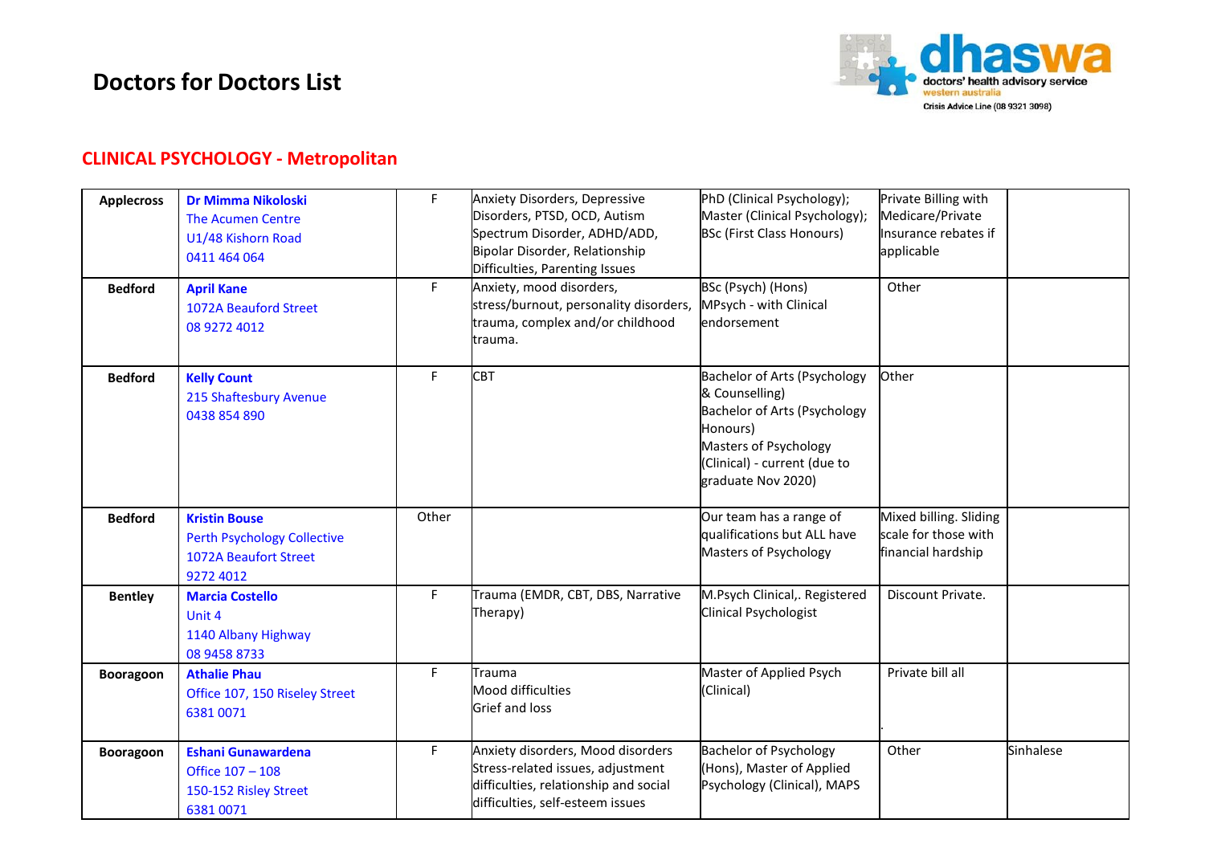# Doctors for Doctors List

dhaswa
doctors' health advisory service
western australia
Crisis Advice Line (08 9321 3098)

## CLINICAL PSYCHOLOGY - Metropolitan

| | | | | | | |
|---|---|---|---|---|---|---|
| **Applecross** | **Dr Mimma Nikoloski**<br>The Acumen Centre<br>U1/48 Kishorn Road<br>0411 464 064 | F | Anxiety Disorders, Depressive Disorders, PTSD, OCD, Autism Spectrum Disorder, ADHD/ADD, Bipolar Disorder, Relationship Difficulties, Parenting Issues | PhD (Clinical Psychology); Master (Clinical Psychology); BSc (First Class Honours) | Private Billing with Medicare/Private Insurance rebates if applicable | |
| **Bedford** | **April Kane**<br>1072A Beauford Street<br>08 9272 4012 | F | Anxiety, mood disorders, stress/burnout, personality disorders, trauma, complex and/or childhood trauma. | BSc (Psych) (Hons)<br>MPsych - with Clinical endorsement | Other | |
| **Bedford** | **Kelly Count**<br>215 Shaftesbury Avenue<br>0438 854 890 | F | CBT | Bachelor of Arts (Psychology & Counselling)<br>Bachelor of Arts (Psychology Honours)<br>Masters of Psychology (Clinical) - current (due to graduate Nov 2020) | Other | |
| **Bedford** | **Kristin Bouse**<br>Perth Psychology Collective<br>1072A Beaufort Street<br>9272 4012 | Other | | Our team has a range of qualifications but ALL have Masters of Psychology | Mixed billing. Sliding scale for those with financial hardship | |
| **Bentley** | **Marcia Costello**<br>Unit 4<br>1140 Albany Highway<br>08 9458 8733 | F | Trauma (EMDR, CBT, DBS, Narrative Therapy) | M.Psych Clinical,. Registered Clinical Psychologist | Discount Private. | |
| **Booragoon** | **Athalie Phau**<br>Office 107, 150 Riseley Street<br>6381 0071 | F | Trauma<br>Mood difficulties<br>Grief and loss | Master of Applied Psych (Clinical) | Private bill all | |
| **Booragoon** | **Eshani Gunawardena**<br>Office 107 – 108<br>150-152 Risley Street<br>6381 0071 | F | Anxiety disorders, Mood disorders Stress-related issues, adjustment difficulties, relationship and social difficulties, self-esteem issues | Bachelor of Psychology (Hons), Master of Applied Psychology (Clinical), MAPS | Other | Sinhalese |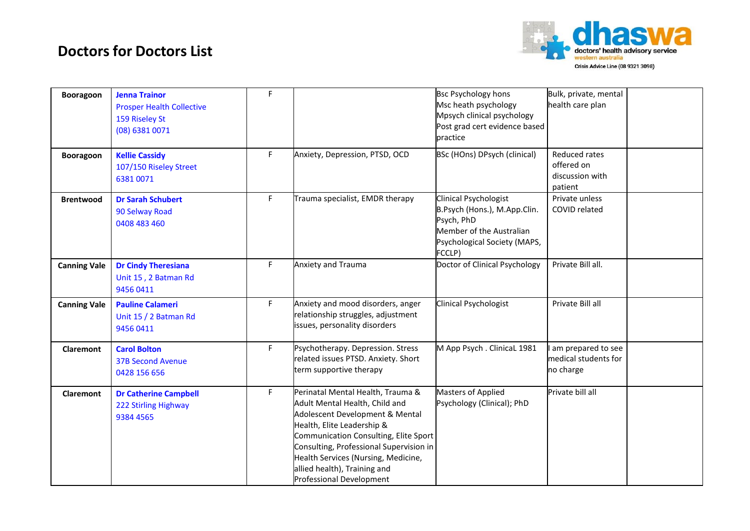# Doctors for Doctors List

dhaswa doctors' health advisory service western australia
Crisis Advice Line (08 9321 3098)

| | | | | | | |
|---|---|---|---|---|---|---|
| **Booragoon** | **Jenna Trainor**<br>Prosper Health Collective<br>159 Riseley St<br>(08) 6381 0071 | F | | Bsc Psychology hons<br>Msc heath psychology<br>Mpsych clinical psychology<br>Post grad cert evidence based practice | Bulk, private, mental health care plan | |
| **Booragoon** | **Kellie Cassidy**<br>107/150 Riseley Street<br>6381 0071 | F | Anxiety, Depression, PTSD, OCD | BSc (HOns) DPsych (clinical) | Reduced rates offered on discussion with patient | |
| **Brentwood** | **Dr Sarah Schubert**<br>90 Selway Road<br>0408 483 460 | F | Trauma specialist, EMDR therapy | Clinical Psychologist<br>B.Psych (Hons.), M.App.Clin. Psych, PhD<br>Member of the Australian Psychological Society (MAPS, FCCLP) | Private unless COVID related | |
| **Canning Vale** | **Dr Cindy Theresiana**<br>Unit 15 , 2 Batman Rd<br>9456 0411 | F | Anxiety and Trauma | Doctor of Clinical Psychology | Private Bill all. | |
| **Canning Vale** | **Pauline Calameri**<br>Unit 15 / 2 Batman Rd<br>9456 0411 | F | Anxiety and mood disorders, anger relationship struggles, adjustment issues, personality disorders | Clinical Psychologist | Private Bill all | |
| **Claremont** | **Carol Bolton**<br>37B Second Avenue<br>0428 156 656 | F | Psychotherapy. Depression. Stress related issues PTSD. Anxiety. Short term supportive therapy | M App Psych . ClinicaL 1981 | I am prepared to see medical students for no charge | |
| **Claremont** | **Dr Catherine Campbell**<br>222 Stirling Highway<br>9384 4565 | F | Perinatal Mental Health, Trauma & Adult Mental Health, Child and Adolescent Development & Mental Health, Elite Leadership & Communication Consulting, Elite Sport Consulting, Professional Supervision in Health Services (Nursing, Medicine, allied health), Training and Professional Development | Masters of Applied Psychology (Clinical); PhD | Private bill all | |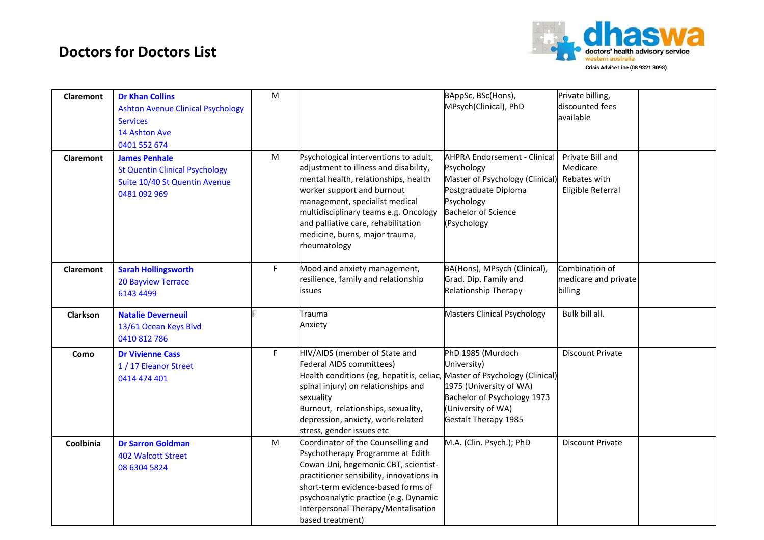# Doctors for Doctors List

dhaswa doctors' health advisory service western australia
Crisis Advice Line (08 9321 3098)

| | | | | | | |
|---|---|---|---|---|---|---|
| **Claremont** | **Dr Khan Collins**<br>Ashton Avenue Clinical Psychology Services<br>14 Ashton Ave<br>0401 552 674 | M | | BAppSc, BSc(Hons), MPsych(Clinical), PhD | Private billing, discounted fees available | |
| **Claremont** | **James Penhale**<br>St Quentin Clinical Psychology<br>Suite 10/40 St Quentin Avenue<br>0481 092 969 | M | Psychological interventions to adult, adjustment to illness and disability, mental health, relationships, health worker support and burnout management, specialist medical multidisciplinary teams e.g. Oncology and palliative care, rehabilitation medicine, burns, major trauma, rheumatology | AHPRA Endorsement - Clinical Psychology<br>Master of Psychology (Clinical)<br>Postgraduate Diploma Psychology<br>Bachelor of Science (Psychology | Private Bill and Medicare Rebates with Eligible Referral | |
| **Claremont** | **Sarah Hollingsworth**<br>20 Bayview Terrace<br>6143 4499 | F | Mood and anxiety management, resilience, family and relationship issues | BA(Hons), MPsych (Clinical), Grad. Dip. Family and Relationship Therapy | Combination of medicare and private billing | |
| **Clarkson** | **Natalie Deverneuil**<br>13/61 Ocean Keys Blvd<br>0410 812 786 | F | Trauma<br>Anxiety | Masters Clinical Psychology | Bulk bill all. | |
| **Como** | **Dr Vivienne Cass**<br>1 / 17 Eleanor Street<br>0414 474 401 | F | HIV/AIDS (member of State and Federal AIDS committees)<br>Health conditions (eg, hepatitis, celiac, spinal injury) on relationships and sexuality<br>Burnout, relationships, sexuality, depression, anxiety, work-related stress, gender issues etc | PhD 1985 (Murdoch University)<br>Master of Psychology (Clinical) 1975 (University of WA)<br>Bachelor of Psychology 1973 (University of WA)<br>Gestalt Therapy 1985 | Discount Private | |
| **Coolbinia** | **Dr Sarron Goldman**<br>402 Walcott Street<br>08 6304 5824 | M | Coordinator of the Counselling and Psychotherapy Programme at Edith Cowan Uni, hegemonic CBT, scientist-practitioner sensibility, innovations in short-term evidence-based forms of psychoanalytic practice (e.g. Dynamic Interpersonal Therapy/Mentalisation based treatment) | M.A. (Clin. Psych.); PhD | Discount Private | |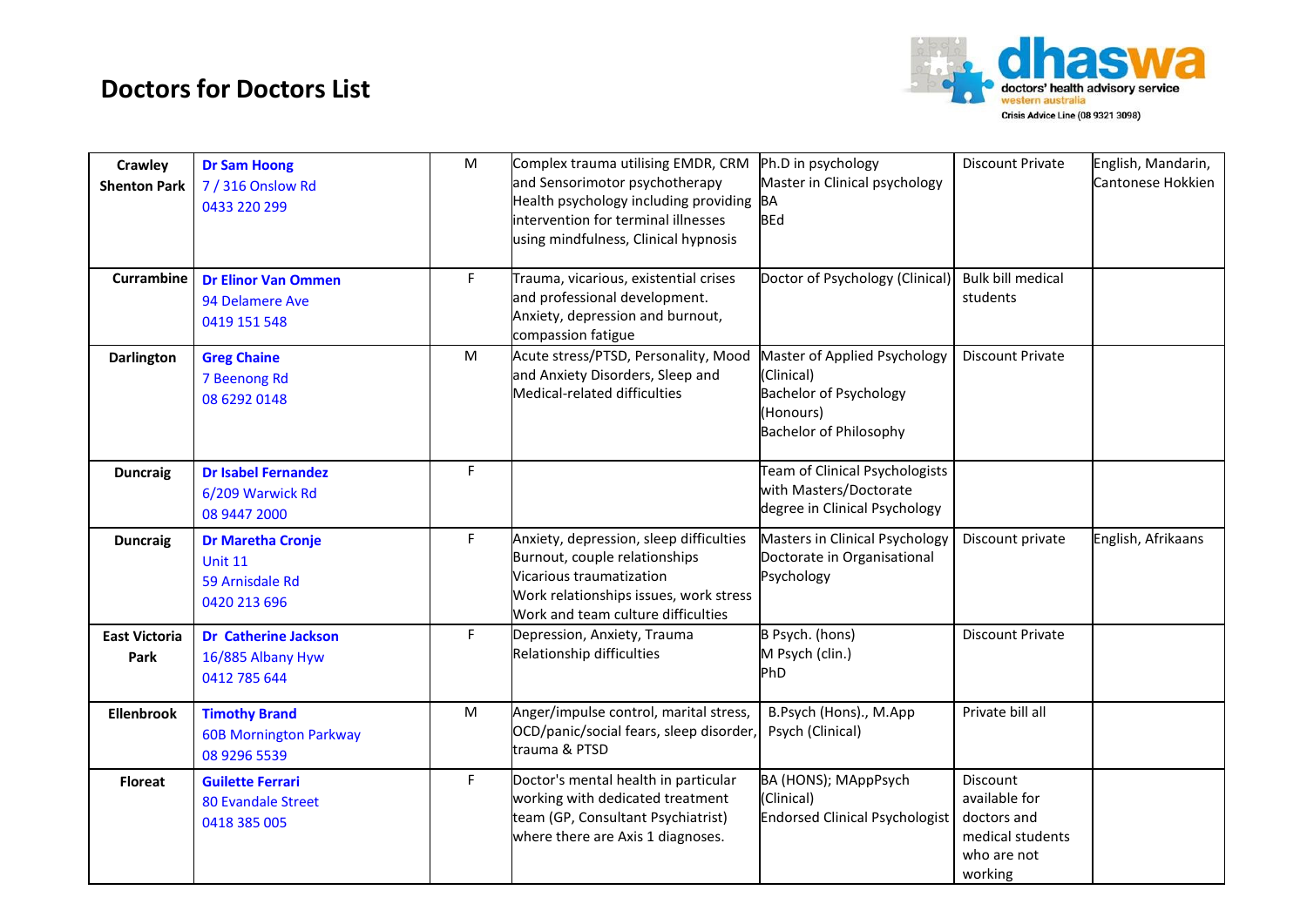# Doctors for Doctors List

dhaswa
doctors' health advisory service
western australia
Crisis Advice Line (08 9321 3098)

| | | | | | | |
|---|---|---|---|---|---|---|
| **Crawley Shenton Park** | **Dr Sam Hoong**<br>7 / 316 Onslow Rd<br>0433 220 299 | M | Complex trauma utilising EMDR, CRM and Sensorimotor psychotherapy Health psychology including providing intervention for terminal illnesses using mindfulness, Clinical hypnosis | Ph.D in psychology<br>Master in Clinical psychology<br>BA<br>BEd | Discount Private | English, Mandarin, Cantonese Hokkien |
| **Currambine** | **Dr Elinor Van Ommen**<br>94 Delamere Ave<br>0419 151 548 | F | Trauma, vicarious, existential crises and professional development.<br>Anxiety, depression and burnout, compassion fatigue | Doctor of Psychology (Clinical) | Bulk bill medical students | |
| **Darlington** | **Greg Chaine**<br>7 Beenong Rd<br>08 6292 0148 | M | Acute stress/PTSD, Personality, Mood and Anxiety Disorders, Sleep and Medical-related difficulties | Master of Applied Psychology (Clinical)<br>Bachelor of Psychology (Honours)<br>Bachelor of Philosophy | Discount Private | |
| **Duncraig** | **Dr Isabel Fernandez**<br>6/209 Warwick Rd<br>08 9447 2000 | F | | Team of Clinical Psychologists with Masters/Doctorate degree in Clinical Psychology | | |
| **Duncraig** | **Dr Maretha Cronje**<br>Unit 11<br>59 Arnisdale Rd<br>0420 213 696 | F | Anxiety, depression, sleep difficulties<br>Burnout, couple relationships<br>Vicarious traumatization<br>Work relationships issues, work stress<br>Work and team culture difficulties | Masters in Clinical Psychology<br>Doctorate in Organisational Psychology | Discount private | English, Afrikaans |
| **East Victoria Park** | **Dr Catherine Jackson**<br>16/885 Albany Hyw<br>0412 785 644 | F | Depression, Anxiety, Trauma<br>Relationship difficulties | B Psych. (hons)<br>M Psych (clin.)<br>PhD | Discount Private | |
| **Ellenbrook** | **Timothy Brand**<br>60B Mornington Parkway<br>08 9296 5539 | M | Anger/impulse control, marital stress, OCD/panic/social fears, sleep disorder, trauma & PTSD | B.Psych (Hons)., M.App Psych (Clinical) | Private bill all | |
| **Floreat** | **Guilette Ferrari**<br>80 Evandale Street<br>0418 385 005 | F | Doctor's mental health in particular working with dedicated treatment team (GP, Consultant Psychiatrist) where there are Axis 1 diagnoses. | BA (HONS); MAppPsych (Clinical)<br>Endorsed Clinical Psychologist | Discount available for doctors and medical students who are not working | |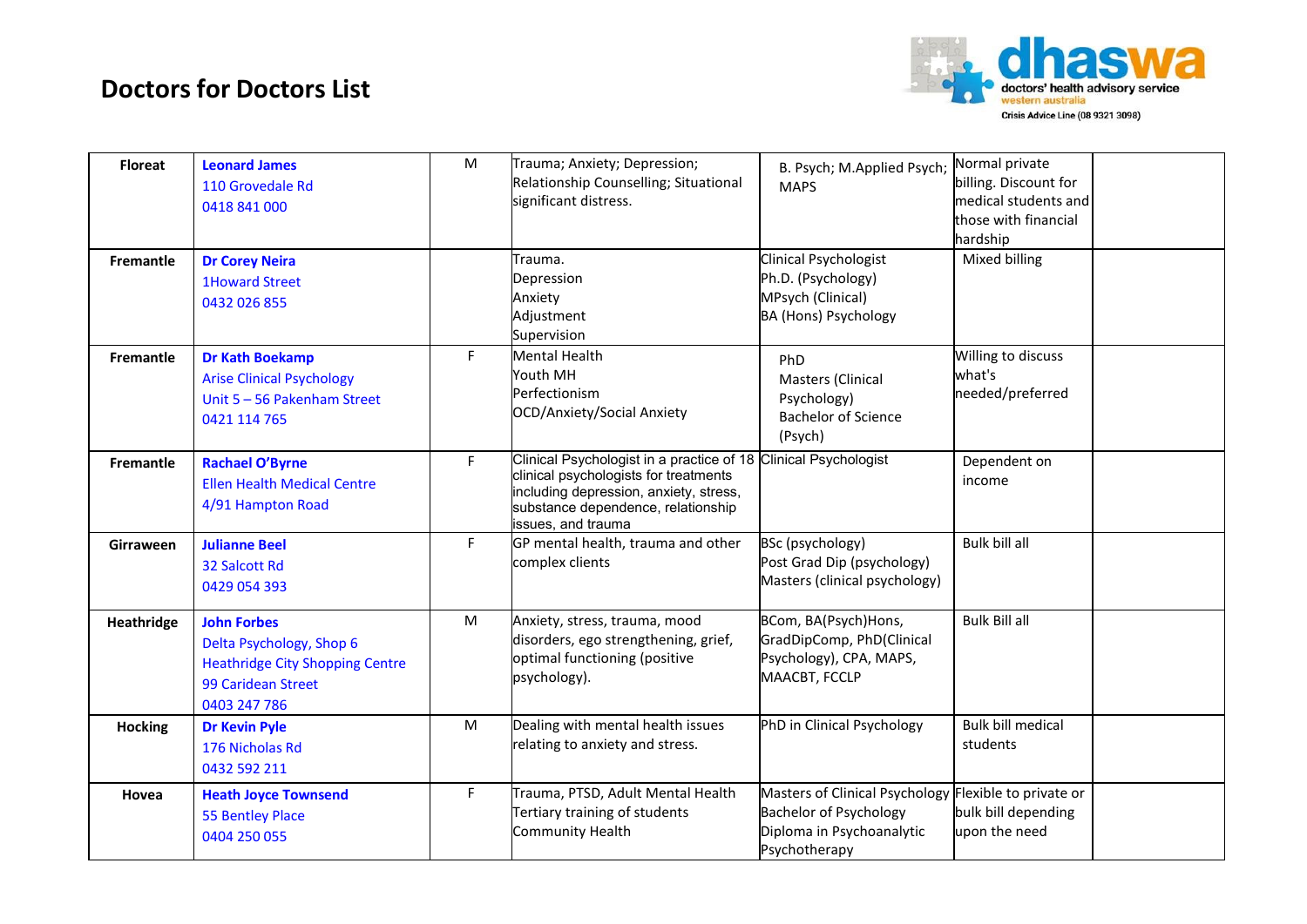# Doctors for Doctors List

| | | | | | | |
|---|---|---|---|---|---|---|
| **Floreat** | **Leonard James**<br>110 Grovedale Rd<br>0418 841 000 | M | Trauma; Anxiety; Depression; Relationship Counselling; Situational significant distress. | B. Psych; M.Applied Psych; MAPS | Normal private billing. Discount for medical students and those with financial hardship | |
| **Fremantle** | **Dr Corey Neira**<br>1Howard Street<br>0432 026 855 | | Trauma.<br>Depression<br>Anxiety<br>Adjustment<br>Supervision | Clinical Psychologist<br>Ph.D. (Psychology)<br>MPsych (Clinical)<br>BA (Hons) Psychology | Mixed billing | |
| **Fremantle** | **Dr Kath Boekamp**<br>Arise Clinical Psychology<br>Unit 5 – 56 Pakenham Street<br>0421 114 765 | F | Mental Health<br>Youth MH<br>Perfectionism<br>OCD/Anxiety/Social Anxiety | PhD<br>Masters (Clinical Psychology)<br>Bachelor of Science (Psych) | Willing to discuss what's needed/preferred | |
| **Fremantle** | **Rachael O'Byrne**<br>Ellen Health Medical Centre<br>4/91 Hampton Road | F | Clinical Psychologist in a practice of 18 clinical psychologists for treatments including depression, anxiety, stress, substance dependence, relationship issues, and trauma | Clinical Psychologist | Dependent on income | |
| **Girraween** | **Julianne Beel**<br>32 Salcott Rd<br>0429 054 393 | F | GP mental health, trauma and other complex clients | BSc (psychology)<br>Post Grad Dip (psychology)<br>Masters (clinical psychology) | Bulk bill all | |
| **Heathridge** | **John Forbes**<br>Delta Psychology, Shop 6<br>Heathridge City Shopping Centre<br>99 Caridean Street<br>0403 247 786 | M | Anxiety, stress, trauma, mood disorders, ego strengthening, grief, optimal functioning (positive psychology). | BCom, BA(Psych)Hons, GradDipComp, PhD(Clinical Psychology), CPA, MAPS, MAACBT, FCCLP | Bulk Bill all | |
| **Hocking** | **Dr Kevin Pyle**<br>176 Nicholas Rd<br>0432 592 211 | M | Dealing with mental health issues relating to anxiety and stress. | PhD in Clinical Psychology | Bulk bill medical students | |
| **Hovea** | **Heath Joyce Townsend**<br>55 Bentley Place<br>0404 250 055 | F | Trauma, PTSD, Adult Mental Health<br>Tertiary training of students<br>Community Health | Masters of Clinical Psychology<br>Bachelor of Psychology<br>Diploma in Psychoanalytic Psychotherapy | Flexible to private or bulk bill depending upon the need | |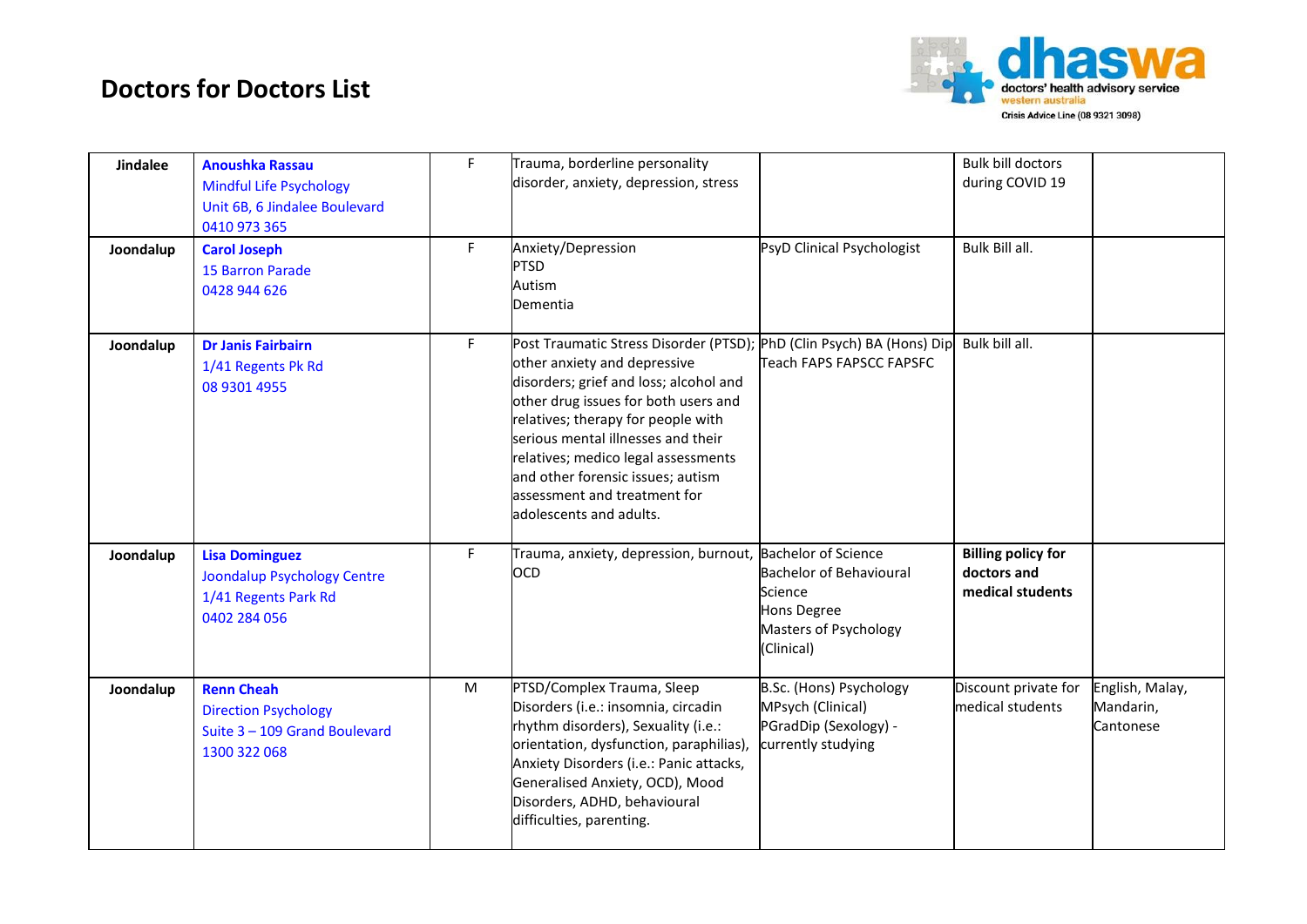# Doctors for Doctors List

dhaswa doctors' health advisory service western australia
Crisis Advice Line (08 9321 3098)

| Jindalee | **Anoushka Rassau**<br>Mindful Life Psychology<br>Unit 6B, 6 Jindalee Boulevard<br>0410 973 365 | F | Trauma, borderline personality disorder, anxiety, depression, stress | | Bulk bill doctors during COVID 19 | |
|---|---|---|---|---|---|---|
| **Joondalup** | **Carol Joseph**<br>15 Barron Parade<br>0428 944 626 | F | Anxiety/Depression<br>PTSD<br>Autism<br>Dementia | PsyD Clinical Psychologist | Bulk Bill all. | |
| **Joondalup** | **Dr Janis Fairbairn**<br>1/41 Regents Pk Rd<br>08 9301 4955 | F | Post Traumatic Stress Disorder (PTSD); other anxiety and depressive disorders; grief and loss; alcohol and other drug issues for both users and relatives; therapy for people with serious mental illnesses and their relatives; medico legal assessments and other forensic issues; autism assessment and treatment for adolescents and adults. | PhD (Clin Psych) BA (Hons) Dip Teach FAPS FAPSCC FAPSFC | Bulk bill all. | |
| **Joondalup** | **Lisa Dominguez**<br>Joondalup Psychology Centre<br>1/41 Regents Park Rd<br>0402 284 056 | F | Trauma, anxiety, depression, burnout, OCD | Bachelor of Science<br>Bachelor of Behavioural Science<br>Hons Degree<br>Masters of Psychology (Clinical) | **Billing policy for doctors and medical students** | |
| **Joondalup** | **Renn Cheah**<br>Direction Psychology<br>Suite 3 – 109 Grand Boulevard<br>1300 322 068 | M | PTSD/Complex Trauma, Sleep Disorders (i.e.: insomnia, circadin rhythm disorders), Sexuality (i.e.: orientation, dysfunction, paraphilias), Anxiety Disorders (i.e.: Panic attacks, Generalised Anxiety, OCD), Mood Disorders, ADHD, behavioural difficulties, parenting. | B.Sc. (Hons) Psychology<br>MPsych (Clinical)<br>PGradDip (Sexology) - currently studying | Discount private for medical students | English, Malay, Mandarin, Cantonese |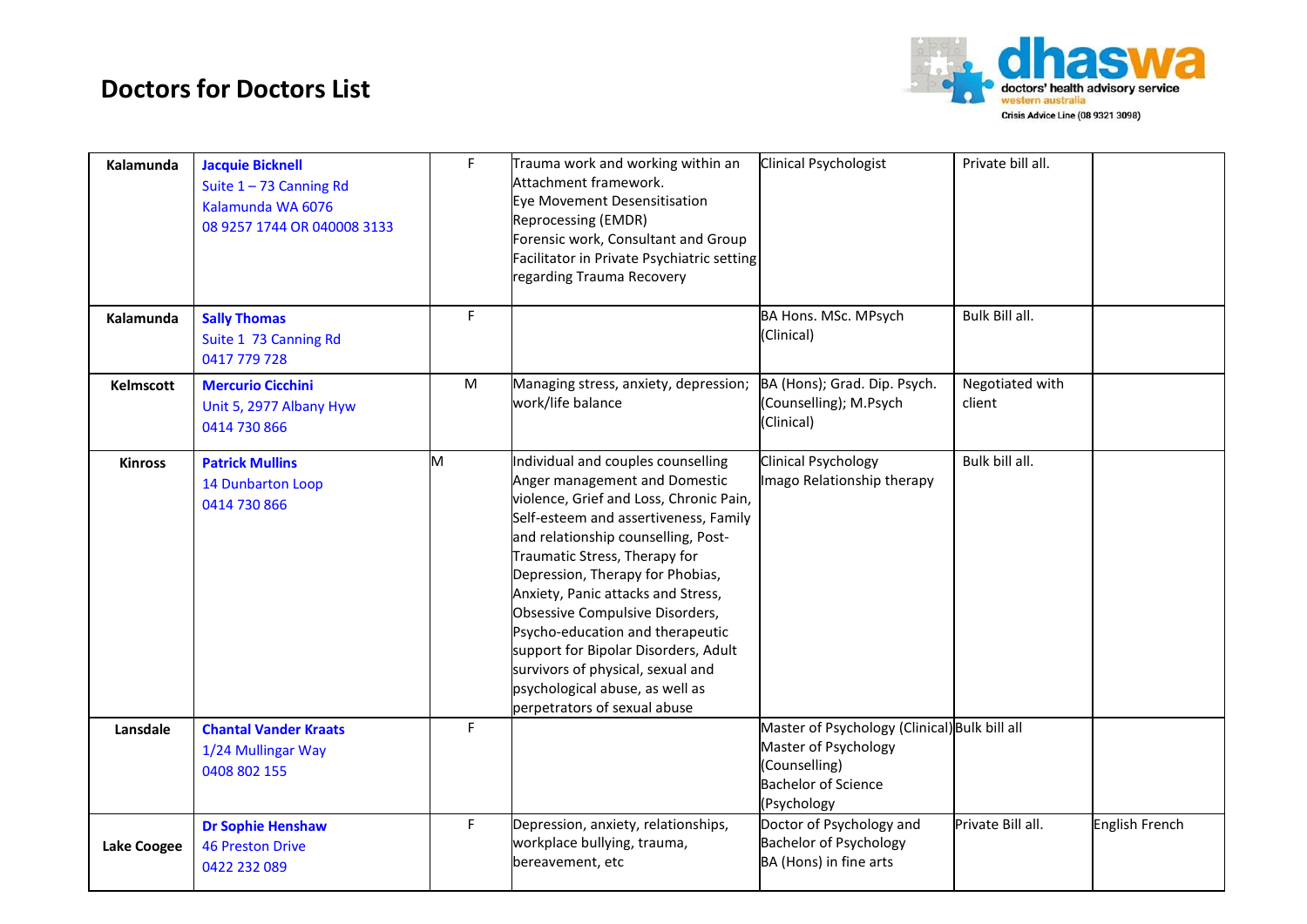# Doctors for Doctors List

| | | | | | | |
|---|---|---|---|---|---|---|
| **Kalamunda** | **Jacquie Bicknell**<br>Suite 1 – 73 Canning Rd<br>Kalamunda WA 6076<br>08 9257 1744 OR 040008 3133 | F | Trauma work and working within an Attachment framework.<br>Eye Movement Desensitisation Reprocessing (EMDR)<br>Forensic work, Consultant and Group Facilitator in Private Psychiatric setting regarding Trauma Recovery | Clinical Psychologist | Private bill all. | |
| **Kalamunda** | **Sally Thomas**<br>Suite 1 73 Canning Rd<br>0417 779 728 | F | | BA Hons. MSc. MPsych (Clinical) | Bulk Bill all. | |
| **Kelmscott** | **Mercurio Cicchini**<br>Unit 5, 2977 Albany Hyw<br>0414 730 866 | M | Managing stress, anxiety, depression; work/life balance | BA (Hons); Grad. Dip. Psych. (Counselling); M.Psych (Clinical) | Negotiated with client | |
| **Kinross** | **Patrick Mullins**<br>14 Dunbarton Loop<br>0414 730 866 | M | Individual and couples counselling Anger management and Domestic violence, Grief and Loss, Chronic Pain, Self-esteem and assertiveness, Family and relationship counselling, Post-Traumatic Stress, Therapy for Depression, Therapy for Phobias, Anxiety, Panic attacks and Stress, Obsessive Compulsive Disorders, Psycho-education and therapeutic support for Bipolar Disorders, Adult survivors of physical, sexual and psychological abuse, as well as perpetrators of sexual abuse | Clinical Psychology<br>Imago Relationship therapy | Bulk bill all. | |
| **Lansdale** | **Chantal Vander Kraats**<br>1/24 Mullingar Way<br>0408 802 155 | F | | Master of Psychology (Clinical)<br>Master of Psychology (Counselling)<br>Bachelor of Science (Psychology | Bulk bill all | |
| **Lake Coogee** | **Dr Sophie Henshaw**<br>46 Preston Drive<br>0422 232 089 | F | Depression, anxiety, relationships, workplace bullying, trauma, bereavement, etc | Doctor of Psychology and Bachelor of Psychology<br>BA (Hons) in fine arts | Private Bill all. | English French |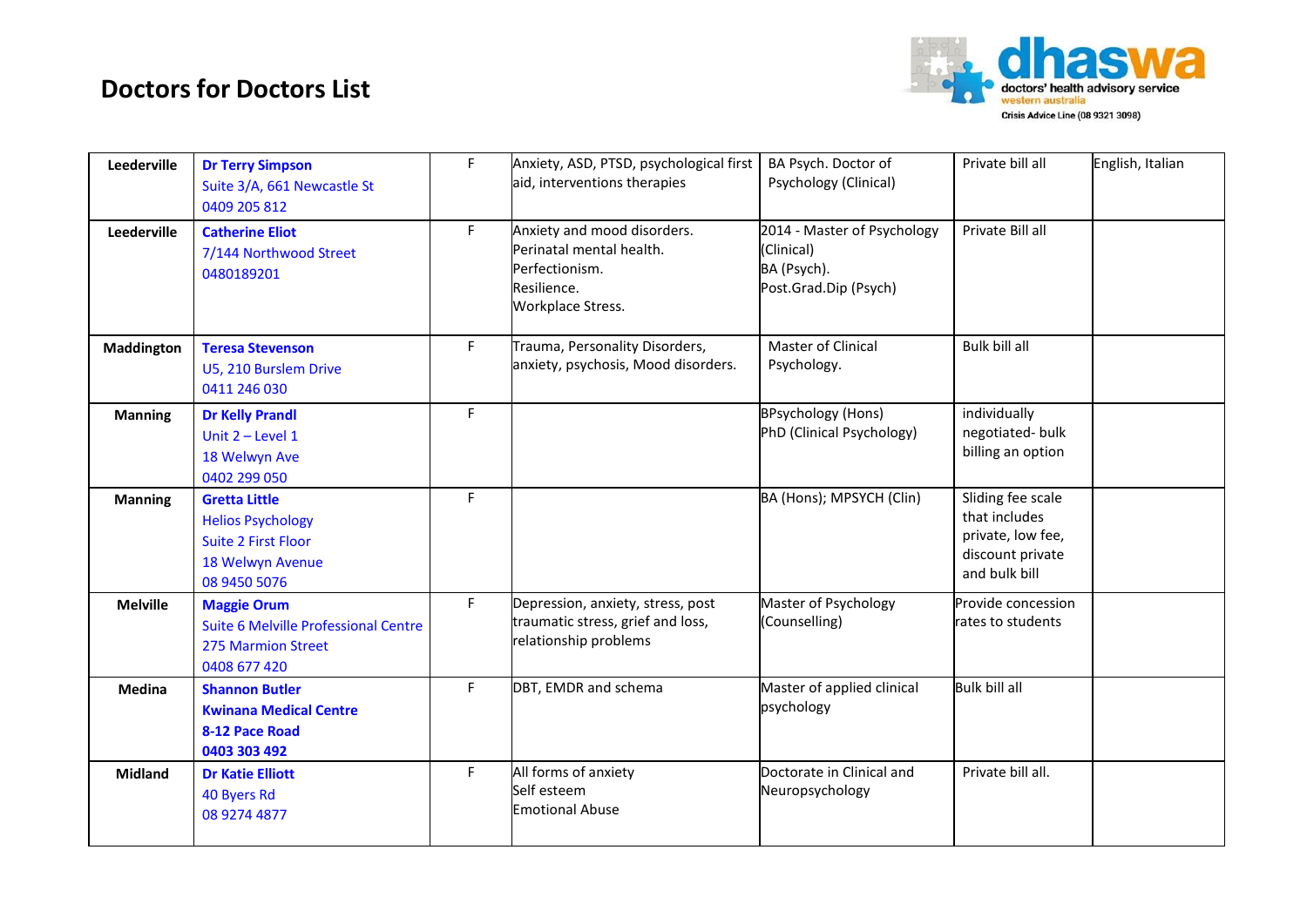# Doctors for Doctors List

dhaswa
doctors' health advisory service
western australia
Crisis Advice Line (08 9321 3098)

| | | | | | | |
|---|---|---|---|---|---|---|
| **Leederville** | **Dr Terry Simpson**<br>Suite 3/A, 661 Newcastle St<br>0409 205 812 | F | Anxiety, ASD, PTSD, psychological first aid, interventions therapies | BA Psych. Doctor of Psychology (Clinical) | Private bill all | English, Italian |
| **Leederville** | **Catherine Eliot**<br>7/144 Northwood Street<br>0480189201 | F | Anxiety and mood disorders.<br>Perinatal mental health.<br>Perfectionism.<br>Resilience.<br>Workplace Stress. | 2014 - Master of Psychology (Clinical)<br>BA (Psych).<br>Post.Grad.Dip (Psych) | Private Bill all | |
| **Maddington** | **Teresa Stevenson**<br>U5, 210 Burslem Drive<br>0411 246 030 | F | Trauma, Personality Disorders, anxiety, psychosis, Mood disorders. | Master of Clinical Psychology. | Bulk bill all | |
| **Manning** | **Dr Kelly Prandl**<br>Unit 2 – Level 1<br>18 Welwyn Ave<br>0402 299 050 | F | | BPsychology (Hons)<br>PhD (Clinical Psychology) | individually negotiated- bulk billing an option | |
| **Manning** | **Gretta Little**<br>Helios Psychology<br>Suite 2 First Floor<br>18 Welwyn Avenue<br>08 9450 5076 | F | | BA (Hons); MPSYCH (Clin) | Sliding fee scale that includes private, low fee, discount private and bulk bill | |
| **Melville** | **Maggie Orum**<br>Suite 6 Melville Professional Centre<br>275 Marmion Street<br>0408 677 420 | F | Depression, anxiety, stress, post traumatic stress, grief and loss, relationship problems | Master of Psychology (Counselling) | Provide concession rates to students | |
| **Medina** | **Shannon Butler**<br>**Kwinana Medical Centre**<br>**8-12 Pace Road**<br>**0403 303 492** | F | DBT, EMDR and schema | Master of applied clinical psychology | Bulk bill all | |
| **Midland** | **Dr Katie Elliott**<br>40 Byers Rd<br>08 9274 4877 | F | All forms of anxiety<br>Self esteem<br>Emotional Abuse | Doctorate in Clinical and Neuropsychology | Private bill all. | |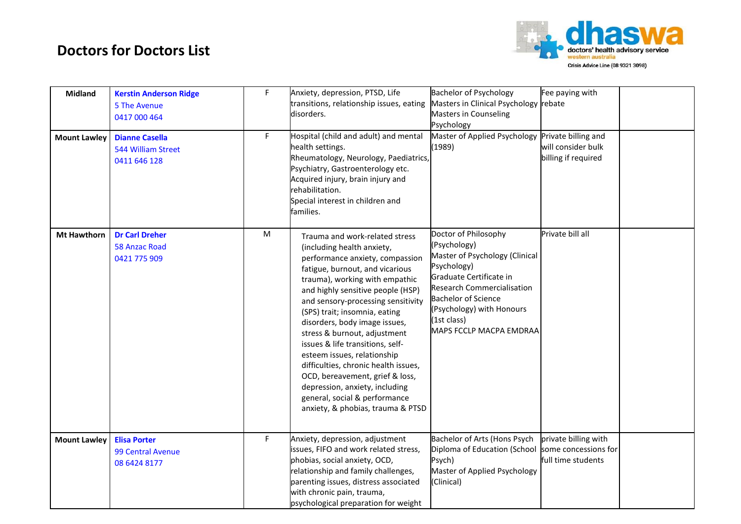# Doctors for Doctors List

| | | | | | | |
|---|---|---|---|---|---|---|
| **Midland** | **Kerstin Anderson Ridge**<br>5 The Avenue<br>0417 000 464 | F | Anxiety, depression, PTSD, Life transitions, relationship issues, eating disorders. | Bachelor of Psychology<br>Masters in Clinical Psychology<br>Masters in Counseling Psychology | Fee paying with rebate | |
| **Mount Lawley** | **Dianne Casella**<br>544 William Street<br>0411 646 128 | F | Hospital (child and adult) and mental health settings.<br>Rheumatology, Neurology, Paediatrics, Psychiatry, Gastroenterology etc.<br>Acquired injury, brain injury and rehabilitation.<br>Special interest in children and families. | Master of Applied Psychology (1989) | Private billing and will consider bulk billing if required | |
| **Mt Hawthorn** | **Dr Carl Dreher**<br>58 Anzac Road<br>0421 775 909 | M | Trauma and work-related stress (including health anxiety, performance anxiety, compassion fatigue, burnout, and vicarious trauma), working with empathic and highly sensitive people (HSP) and sensory-processing sensitivity (SPS) trait; insomnia, eating disorders, body image issues, stress & burnout, adjustment issues & life transitions, self-esteem issues, relationship difficulties, chronic health issues, OCD, bereavement, grief & loss, depression, anxiety, including general, social & performance anxiety, & phobias, trauma & PTSD | Doctor of Philosophy (Psychology)<br>Master of Psychology (Clinical Psychology)<br>Graduate Certificate in Research Commercialisation<br>Bachelor of Science (Psychology) with Honours (1st class)<br>MAPS FCCLP MACPA EMDRAA | Private bill all | |
| **Mount Lawley** | **Elisa Porter**<br>99 Central Avenue<br>08 6424 8177 | F | Anxiety, depression, adjustment issues, FIFO and work related stress, phobias, social anxiety, OCD, relationship and family challenges, parenting issues, distress associated with chronic pain, trauma, psychological preparation for weight | Bachelor of Arts (Hons Psych<br>Diploma of Education (School Psych)<br>Master of Applied Psychology (Clinical) | private billing with some concessions for full time students | |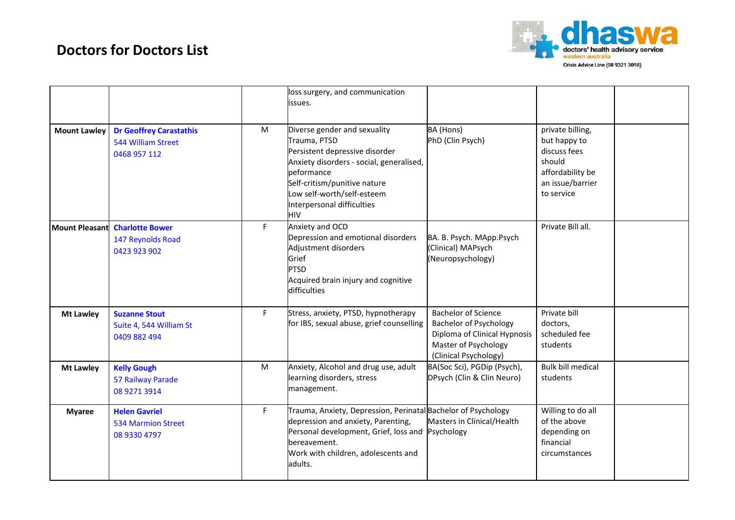# Doctors for Doctors List

| | | | | | | |
|---|---|---|---|---|---|---|
| | | | loss surgery, and communication issues. | | | |
| **Mount Lawley** | **Dr Geoffrey Carastathis**<br>544 William Street<br>0468 957 112 | M | Diverse gender and sexuality<br>Trauma, PTSD<br>Persistent depressive disorder<br>Anxiety disorders - social, generalised, peformance<br>Self-critism/punitive nature<br>Low self-worth/self-esteem<br>Interpersonal difficulties<br>HIV | BA (Hons)<br>PhD (Clin Psych) | private billing, but happy to discuss fees should affordability be an issue/barrier to service | |
| **Mount Pleasant** | **Charlotte Bower**<br>147 Reynolds Road<br>0423 923 902 | F | Anxiety and OCD<br>Depression and emotional disorders<br>Adjustment disorders<br>Grief<br>PTSD<br>Acquired brain injury and cognitive difficulties | BA. B. Psych. MApp.Psych (Clinical) MAPsych (Neuropsychology) | Private Bill all. | |
| **Mt Lawley** | **Suzanne Stout**<br>Suite 4, 544 William St<br>0409 882 494 | F | Stress, anxiety, PTSD, hypnotherapy for IBS, sexual abuse, grief counselling | Bachelor of Science<br>Bachelor of Psychology<br>Diploma of Clinical Hypnosis<br>Master of Psychology (Clinical Psychology) | Private bill doctors, scheduled fee students | |
| **Mt Lawley** | **Kelly Gough**<br>57 Railway Parade<br>08 9271 3914 | M | Anxiety, Alcohol and drug use, adult learning disorders, stress management. | BA(Soc Sci), PGDip (Psych), DPsych (Clin & Clin Neuro) | Bulk bill medical students | |
| **Myaree** | **Helen Gavriel**<br>534 Marmion Street<br>08 9330 4797 | F | Trauma, Anxiety, Depression, Perinatal depression and anxiety, Parenting, Personal development, Grief, loss and bereavement.<br>Work with children, adolescents and adults. | Bachelor of Psychology<br>Masters in Clinical/Health Psychology | Willing to do all of the above depending on financial circumstances | |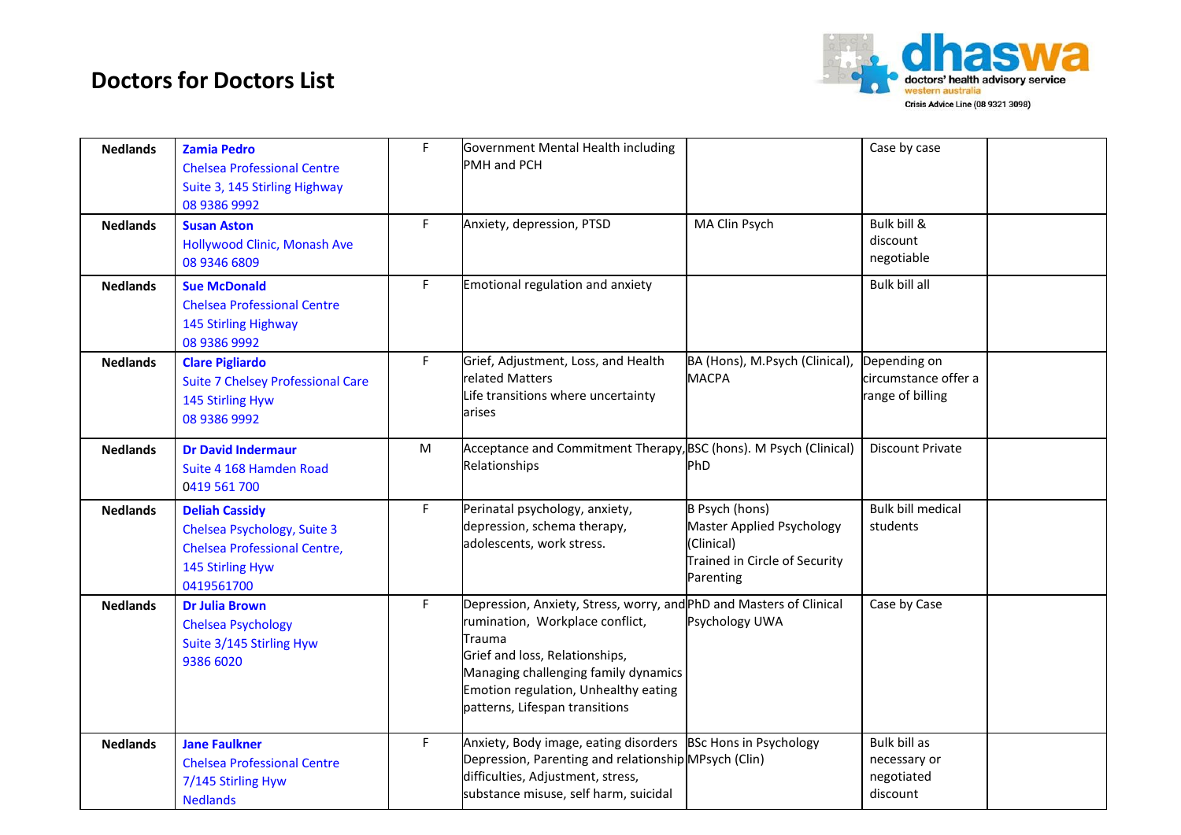# Doctors for Doctors List

| | | | | | | |
|---|---|---|---|---|---|---|
| **Nedlands** | **Zamia Pedro**<br>Chelsea Professional Centre<br>Suite 3, 145 Stirling Highway<br>08 9386 9992 | F | Government Mental Health including PMH and PCH | | Case by case | |
| **Nedlands** | **Susan Aston**<br>Hollywood Clinic, Monash Ave<br>08 9346 6809 | F | Anxiety, depression, PTSD | MA Clin Psych | Bulk bill & discount negotiable | |
| **Nedlands** | **Sue McDonald**<br>Chelsea Professional Centre<br>145 Stirling Highway<br>08 9386 9992 | F | Emotional regulation and anxiety | | Bulk bill all | |
| **Nedlands** | **Clare Pigliardo**<br>Suite 7 Chelsey Professional Care<br>145 Stirling Hyw<br>08 9386 9992 | F | Grief, Adjustment, Loss, and Health related Matters<br>Life transitions where uncertainty arises | BA (Hons), M.Psych (Clinical), MACPA | Depending on circumstance offer a range of billing | |
| **Nedlands** | **Dr David Indermaur**<br>Suite 4 168 Hamden Road<br>0419 561 700 | M | Acceptance and Commitment Therapy, Relationships | BSC (hons). M Psych (Clinical) PhD | Discount Private | |
| **Nedlands** | **Deliah Cassidy**<br>Chelsea Psychology, Suite 3<br>Chelsea Professional Centre,<br>145 Stirling Hyw<br>0419561700 | F | Perinatal psychology, anxiety, depression, schema therapy, adolescents, work stress. | B Psych (hons)<br>Master Applied Psychology (Clinical)<br>Trained in Circle of Security Parenting | Bulk bill medical students | |
| **Nedlands** | **Dr Julia Brown**<br>Chelsea Psychology<br>Suite 3/145 Stirling Hyw<br>9386 6020 | F | Depression, Anxiety, Stress, worry, and rumination, Workplace conflict, Trauma<br>Grief and loss, Relationships,<br>Managing challenging family dynamics<br>Emotion regulation, Unhealthy eating patterns, Lifespan transitions | PhD and Masters of Clinical Psychology UWA | Case by Case | |
| **Nedlands** | **Jane Faulkner**<br>Chelsea Professional Centre<br>7/145 Stirling Hyw<br>Nedlands | F | Anxiety, Body image, eating disorders Depression, Parenting and relationship difficulties, Adjustment, stress, substance misuse, self harm, suicidal | BSc Hons in Psychology<br>MPsych (Clin) | Bulk bill as necessary or negotiated discount | |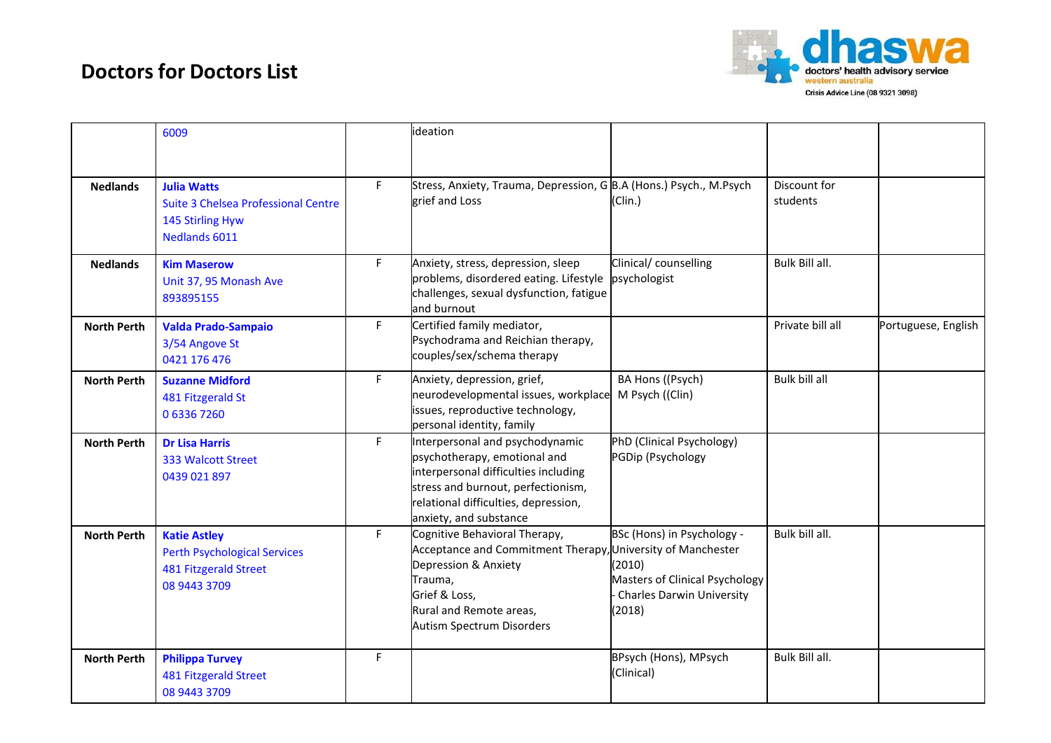# Doctors for Doctors List

dhaswa
doctors' health advisory service
western australia
Crisis Advice Line (08 9321 3098)

| | | | | | | |
|---|---|---|---|---|---|---|
| | 6009 | | ideation | | | |
| **Nedlands** | **Julia Watts**<br>Suite 3 Chelsea Professional Centre<br>145 Stirling Hyw<br>Nedlands 6011 | F | Stress, Anxiety, Trauma, Depression, G grief and Loss | B.A (Hons.) Psych., M.Psych (Clin.) | Discount for students | |
| **Nedlands** | **Kim Maserow**<br>Unit 37, 95 Monash Ave<br>893895155 | F | Anxiety, stress, depression, sleep problems, disordered eating. Lifestyle challenges, sexual dysfunction, fatigue and burnout | Clinical/ counselling psychologist | Bulk Bill all. | |
| **North Perth** | **Valda Prado-Sampaio**<br>3/54 Angove St<br>0421 176 476 | F | Certified family mediator, Psychodrama and Reichian therapy, couples/sex/schema therapy | | Private bill all | Portuguese, English |
| **North Perth** | **Suzanne Midford**<br>481 Fitzgerald St<br>0 6336 7260 | F | Anxiety, depression, grief, neurodevelopmental issues, workplace issues, reproductive technology, personal identity, family | BA Hons ((Psych)<br>M Psych ((Clin) | Bulk bill all | |
| **North Perth** | **Dr Lisa Harris**<br>333 Walcott Street<br>0439 021 897 | F | Interpersonal and psychodynamic psychotherapy, emotional and interpersonal difficulties including stress and burnout, perfectionism, relational difficulties, depression, anxiety, and substance | PhD (Clinical Psychology)<br>PGDip (Psychology | | |
| **North Perth** | **Katie Astley**<br>Perth Psychological Services<br>481 Fitzgerald Street<br>08 9443 3709 | F | Cognitive Behavioral Therapy,<br>Acceptance and Commitment Therapy,<br>Depression & Anxiety<br>Trauma,<br>Grief & Loss,<br>Rural and Remote areas,<br>Autism Spectrum Disorders | BSc (Hons) in Psychology - University of Manchester (2010)<br>Masters of Clinical Psychology - Charles Darwin University (2018) | Bulk bill all. | |
| **North Perth** | **Philippa Turvey**<br>481 Fitzgerald Street<br>08 9443 3709 | F | | BPsych (Hons), MPsych (Clinical) | Bulk Bill all. | |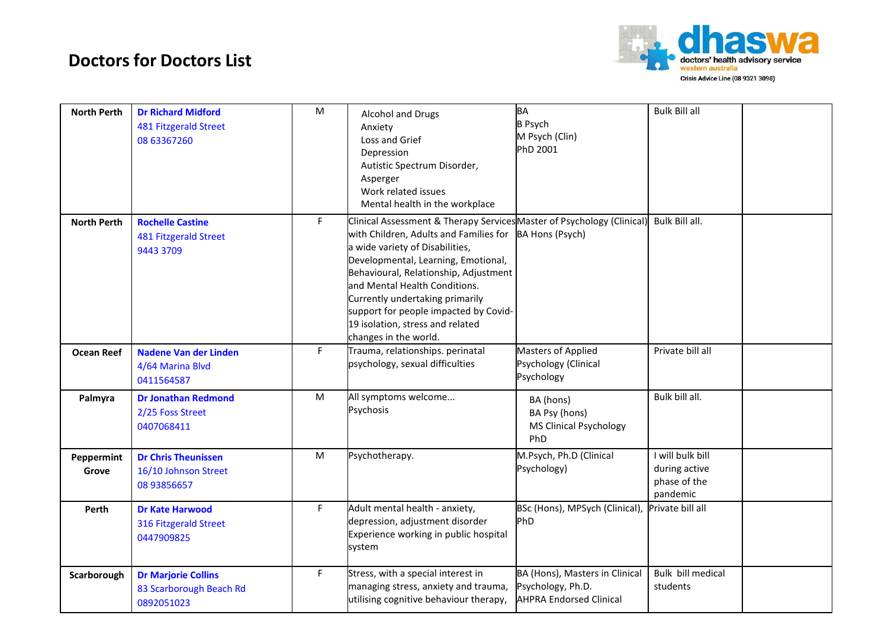# Doctors for Doctors List

dhaswa
doctors' health advisory service
western australia
Crisis Advice Line (08 9321 3098)

| | | | | | | |
|---|---|---|---|---|---|---|
| **North Perth** | **Dr Richard Midford**<br>481 Fitzgerald Street<br>08 63367260 | M | Alcohol and Drugs<br>Anxiety<br>Loss and Grief<br>Depression<br>Autistic Spectrum Disorder, Asperger<br>Work related issues<br>Mental health in the workplace | BA<br>B Psych<br>M Psych (Clin)<br>PhD 2001 | Bulk Bill all | |
| **North Perth** | **Rochelle Castine**<br>481 Fitzgerald Street<br>9443 3709 | F | Clinical Assessment & Therapy Services with Children, Adults and Families for a wide variety of Disabilities, Developmental, Learning, Emotional, Behavioural, Relationship, Adjustment and Mental Health Conditions. Currently undertaking primarily support for people impacted by Covid-19 isolation, stress and related changes in the world. | Master of Psychology (Clinical)<br>BA Hons (Psych) | Bulk Bill all. | |
| **Ocean Reef** | **Nadene Van der Linden**<br>4/64 Marina Blvd<br>0411564587 | F | Trauma, relationships. perinatal psychology, sexual difficulties | Masters of Applied Psychology (Clinical Psychology | Private bill all | |
| **Palmyra** | **Dr Jonathan Redmond**<br>2/25 Foss Street<br>0407068411 | M | All symptoms welcome...<br>Psychosis | BA (hons)<br>BA Psy (hons)<br>MS Clinical Psychology<br>PhD | Bulk bill all. | |
| **Peppermint Grove** | **Dr Chris Theunissen**<br>16/10 Johnson Street<br>08 93856657 | M | Psychotherapy. | M.Psych, Ph.D (Clinical Psychology) | I will bulk bill during active phase of the pandemic | |
| **Perth** | **Dr Kate Harwood**<br>316 Fitzgerald Street<br>0447909825 | F | Adult mental health - anxiety, depression, adjustment disorder<br>Experience working in public hospital system | BSc (Hons), MPsych (Clinical), PhD | Private bill all | |
| **Scarborough** | **Dr Marjorie Collins**<br>83 Scarborough Beach Rd<br>0892051023 | F | Stress, with a special interest in managing stress, anxiety and trauma, utilising cognitive behaviour therapy, | BA (Hons), Masters in Clinical Psychology, Ph.D.<br>AHPRA Endorsed Clinical | Bulk bill medical students | |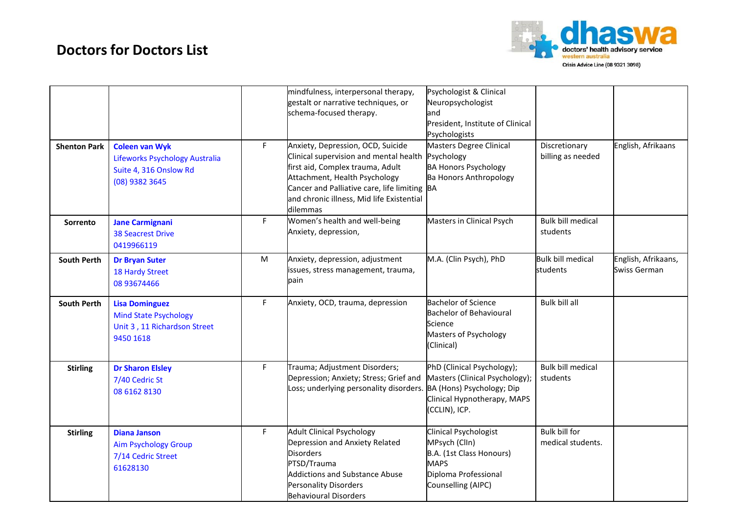# Doctors for Doctors List

| | | | | | | |
|---|---|---|---|---|---|---|
| | | | mindfulness, interpersonal therapy, gestalt or narrative techniques, or schema-focused therapy. | Psychologist & Clinical Neuropsychologist and President, Institute of Clinical Psychologists | | |
| **Shenton Park** | **Coleen van Wyk** Lifeworks Psychology Australia Suite 4, 316 Onslow Rd (08) 9382 3645 | F | Anxiety, Depression, OCD, Suicide Clinical supervision and mental health first aid, Complex trauma, Adult Attachment, Health Psychology Cancer and Palliative care, life limiting and chronic illness, Mid life Existential dilemmas | Masters Degree Clinical Psychology BA Honors Psychology Ba Honors Anthropology BA | Discretionary billing as needed | English, Afrikaans |
| **Sorrento** | **Jane Carmignani** 38 Seacrest Drive 0419966119 | F | Women's health and well-being Anxiety, depression, | Masters in Clinical Psych | Bulk bill medical students | |
| **South Perth** | **Dr Bryan Suter** 18 Hardy Street 08 93674466 | M | Anxiety, depression, adjustment issues, stress management, trauma, pain | M.A. (Clin Psych), PhD | Bulk bill medical students | English, Afrikaans, Swiss German |
| **South Perth** | **Lisa Dominguez** Mind State Psychology Unit 3 , 11 Richardson Street 9450 1618 | F | Anxiety, OCD, trauma, depression | Bachelor of Science Bachelor of Behavioural Science Masters of Psychology (Clinical) | Bulk bill all | |
| **Stirling** | **Dr Sharon Elsley** 7/40 Cedric St 08 6162 8130 | F | Trauma; Adjustment Disorders; Depression; Anxiety; Stress; Grief and Loss; underlying personality disorders. | PhD (Clinical Psychology); Masters (Clinical Psychology); BA (Hons) Psychology; Dip Clinical Hypnotherapy, MAPS (CCLIN), ICP. | Bulk bill medical students | |
| **Stirling** | **Diana Janson** Aim Psychology Group 7/14 Cedric Street 61628130 | F | Adult Clinical Psychology Depression and Anxiety Related Disorders PTSD/Trauma Addictions and Substance Abuse Personality Disorders Behavioural Disorders | Clinical Psychologist MPsych (Clln) B.A. (1st Class Honours) MAPS Diploma Professional Counselling (AIPC) | Bulk bill for medical students. | |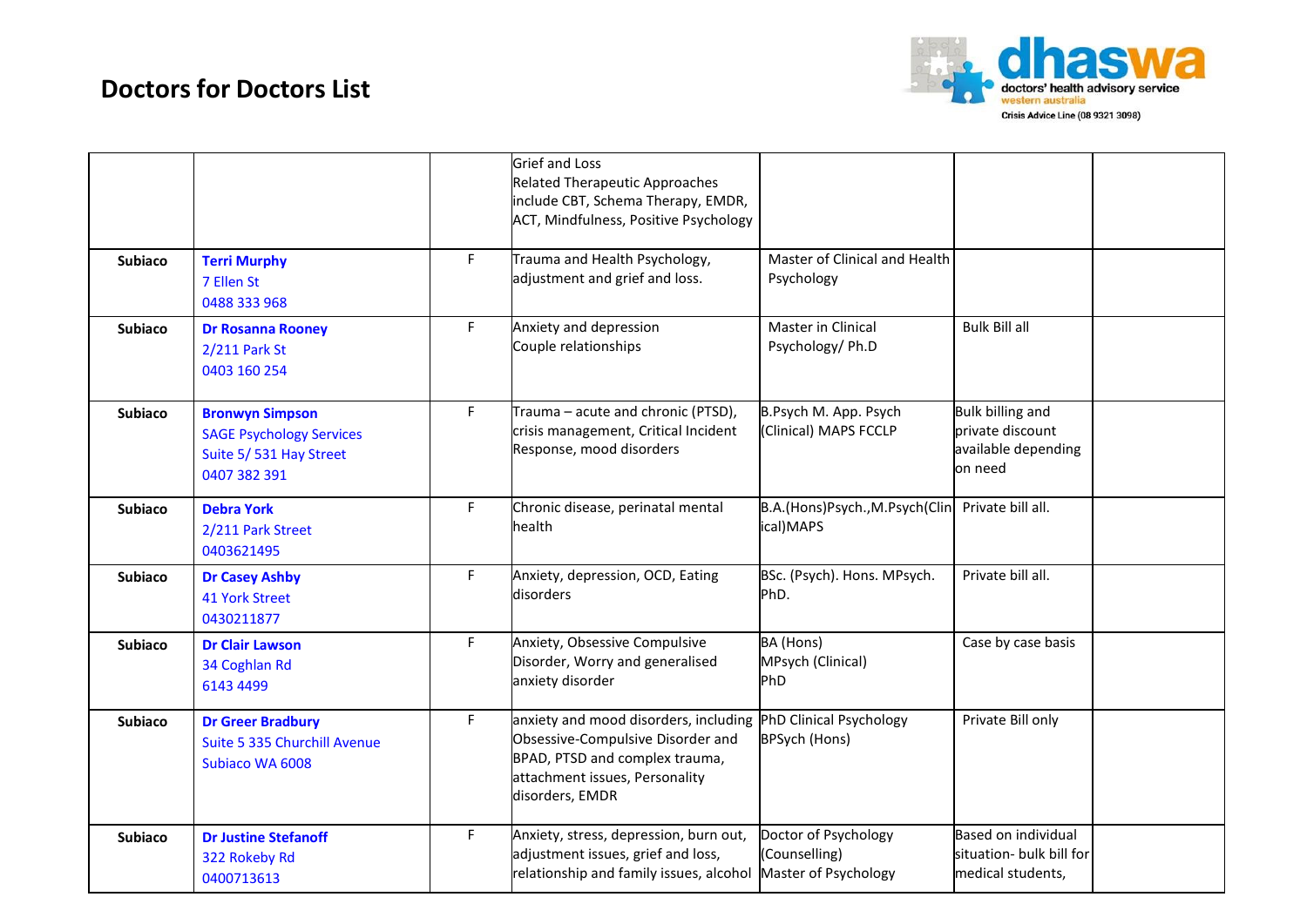# Doctors for Doctors List

dhaswa doctors' health advisory service western australia
Crisis Advice Line (08 9321 3098)

| | | | | | | |
|---|---|---|---|---|---|---|
| | | | Grief and Loss<br>Related Therapeutic Approaches include CBT, Schema Therapy, EMDR, ACT, Mindfulness, Positive Psychology | | | |
| **Subiaco** | **Terri Murphy**<br>7 Ellen St<br>0488 333 968 | F | Trauma and Health Psychology, adjustment and grief and loss. | Master of Clinical and Health Psychology | | |
| **Subiaco** | **Dr Rosanna Rooney**<br>2/211 Park St<br>0403 160 254 | F | Anxiety and depression<br>Couple relationships | Master in Clinical Psychology/ Ph.D | Bulk Bill all | |
| **Subiaco** | **Bronwyn Simpson**<br>SAGE Psychology Services<br>Suite 5/ 531 Hay Street<br>0407 382 391 | F | Trauma – acute and chronic (PTSD), crisis management, Critical Incident Response, mood disorders | B.Psych M. App. Psych (Clinical) MAPS FCCLP | Bulk billing and private discount available depending on need | |
| **Subiaco** | **Debra York**<br>2/211 Park Street<br>0403621495 | F | Chronic disease, perinatal mental health | B.A.(Hons)Psych.,M.Psych(Clinical)MAPS | Private bill all. | |
| **Subiaco** | **Dr Casey Ashby**<br>41 York Street<br>0430211877 | F | Anxiety, depression, OCD, Eating disorders | BSc. (Psych). Hons. MPsych. PhD. | Private bill all. | |
| **Subiaco** | **Dr Clair Lawson**<br>34 Coghlan Rd<br>6143 4499 | F | Anxiety, Obsessive Compulsive Disorder, Worry and generalised anxiety disorder | BA (Hons)<br>MPsych (Clinical)<br>PhD | Case by case basis | |
| **Subiaco** | **Dr Greer Bradbury**<br>Suite 5 335 Churchill Avenue<br>Subiaco WA 6008 | F | anxiety and mood disorders, including Obsessive-Compulsive Disorder and BPAD, PTSD and complex trauma, attachment issues, Personality disorders, EMDR | PhD Clinical Psychology<br>BPsych (Hons) | Private Bill only | |
| **Subiaco** | **Dr Justine Stefanoff**<br>322 Rokeby Rd<br>0400713613 | F | Anxiety, stress, depression, burn out, adjustment issues, grief and loss, relationship and family issues, alcohol | Doctor of Psychology (Counselling)<br>Master of Psychology | Based on individual situation- bulk bill for medical students, | |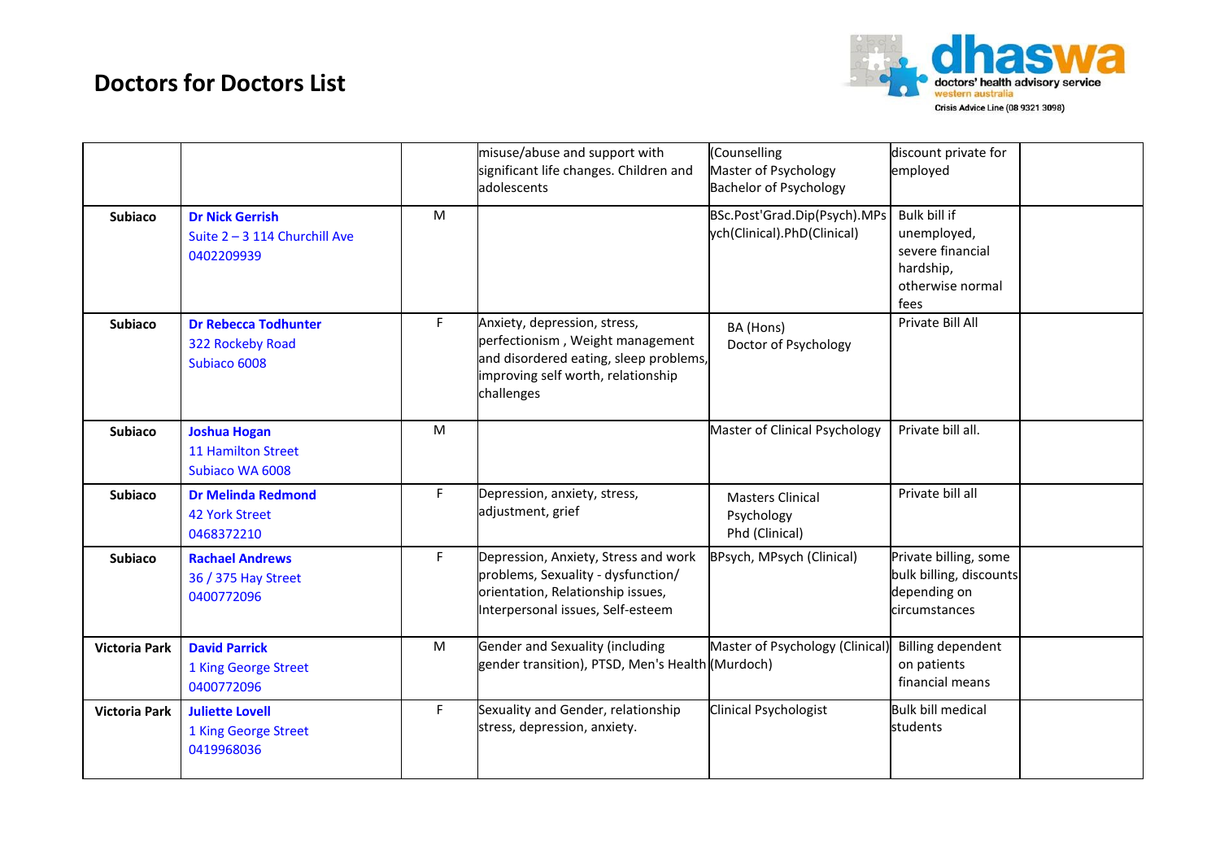# Doctors for Doctors List

dhaswa
doctors' health advisory service
western australia
Crisis Advice Line (08 9321 3098)

| | | | | | | |
|---|---|---|---|---|---|---|
| | | | misuse/abuse and support with significant life changes. Children and adolescents | (Counselling<br>Master of Psychology<br>Bachelor of Psychology | discount private for employed | |
| **Subiaco** | **Dr Nick Gerrish**<br>Suite 2 – 3 114 Churchill Ave<br>0402209939 | M | | BSc.Post'Grad.Dip(Psych).MPsych(Clinical).PhD(Clinical) | Bulk bill if unemployed, severe financial hardship, otherwise normal fees | |
| **Subiaco** | **Dr Rebecca Todhunter**<br>322 Rockeby Road<br>Subiaco 6008 | F | Anxiety, depression, stress, perfectionism , Weight management and disordered eating, sleep problems, improving self worth, relationship challenges | BA (Hons)<br>Doctor of Psychology | Private Bill All | |
| **Subiaco** | **Joshua Hogan**<br>11 Hamilton Street<br>Subiaco WA 6008 | M | | Master of Clinical Psychology | Private bill all. | |
| **Subiaco** | **Dr Melinda Redmond**<br>42 York Street<br>0468372210 | F | Depression, anxiety, stress, adjustment, grief | Masters Clinical Psychology<br>Phd (Clinical) | Private bill all | |
| **Subiaco** | **Rachael Andrews**<br>36 / 375 Hay Street<br>0400772096 | F | Depression, Anxiety, Stress and work problems, Sexuality - dysfunction/ orientation, Relationship issues, Interpersonal issues, Self-esteem | BPsych, MPsych (Clinical) | Private billing, some bulk billing, discounts depending on circumstances | |
| **Victoria Park** | **David Parrick**<br>1 King George Street<br>0400772096 | M | Gender and Sexuality (including gender transition), PTSD, Men's Health | Master of Psychology (Clinical) (Murdoch) | Billing dependent on patients financial means | |
| **Victoria Park** | **Juliette Lovell**<br>1 King George Street<br>0419968036 | F | Sexuality and Gender, relationship stress, depression, anxiety. | Clinical Psychologist | Bulk bill medical students | |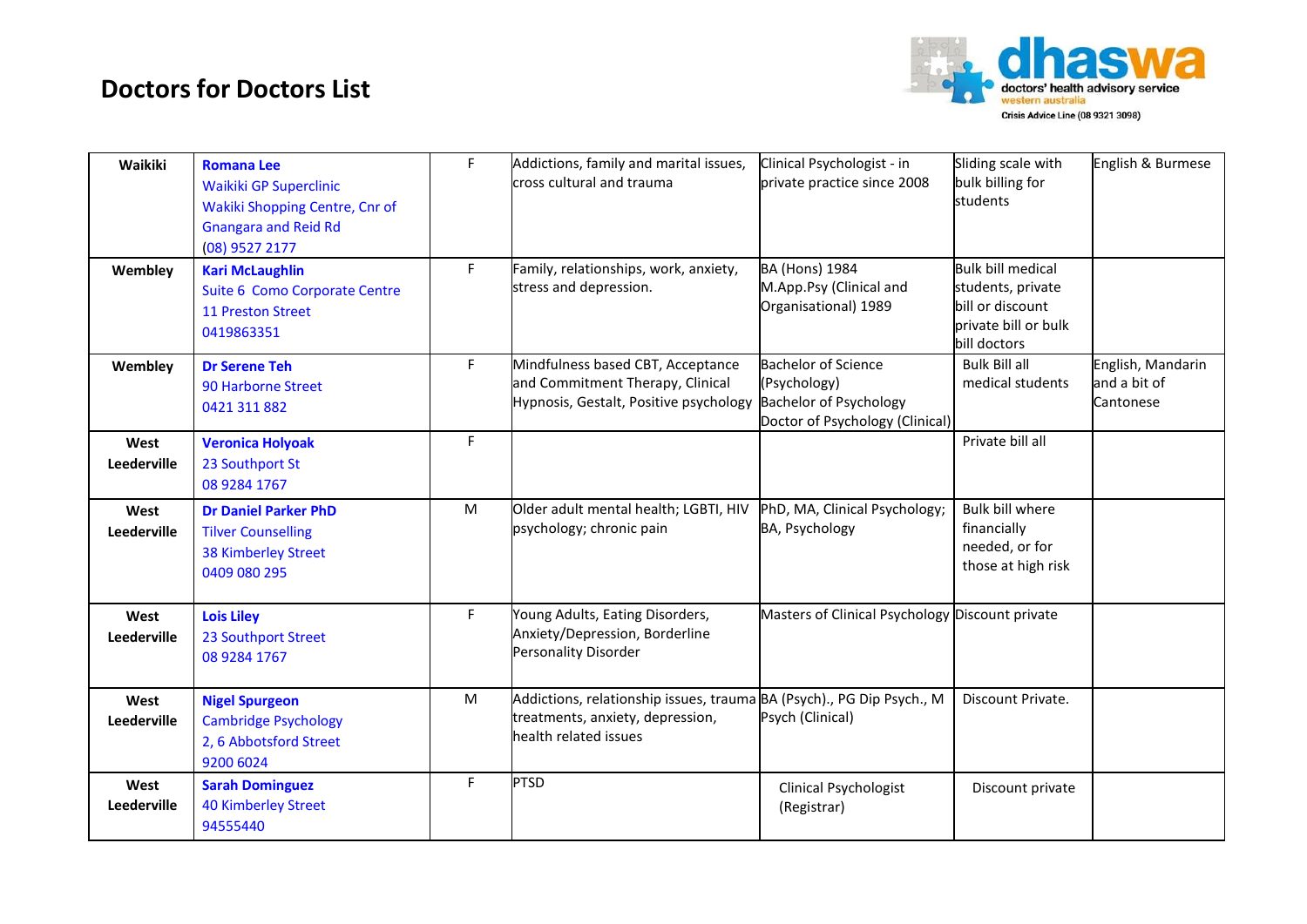# Doctors for Doctors List

| | | | | | | |
|---|---|---|---|---|---|---|
| **Waikiki** | **Romana Lee**<br>Waikiki GP Superclinic<br>Wakiki Shopping Centre, Cnr of Gnangara and Reid Rd<br>(08) 9527 2177 | F | Addictions, family and marital issues, cross cultural and trauma | Clinical Psychologist - in private practice since 2008 | Sliding scale with bulk billing for students | English & Burmese |
| **Wembley** | **Kari McLaughlin**<br>Suite 6 Como Corporate Centre<br>11 Preston Street<br>0419863351 | F | Family, relationships, work, anxiety, stress and depression. | BA (Hons) 1984<br>M.App.Psy (Clinical and Organisational) 1989 | Bulk bill medical students, private bill or discount private bill or bulk bill doctors | |
| **Wembley** | **Dr Serene Teh**<br>90 Harborne Street<br>0421 311 882 | F | Mindfulness based CBT, Acceptance and Commitment Therapy, Clinical Hypnosis, Gestalt, Positive psychology | Bachelor of Science (Psychology)<br>Bachelor of Psychology<br>Doctor of Psychology (Clinical) | Bulk Bill all medical students | English, Mandarin and a bit of Cantonese |
| **West Leederville** | **Veronica Holyoak**<br>23 Southport St<br>08 9284 1767 | F | | | Private bill all | |
| **West Leederville** | **Dr Daniel Parker PhD**<br>Tilver Counselling<br>38 Kimberley Street<br>0409 080 295 | M | Older adult mental health; LGBTI, HIV psychology; chronic pain | PhD, MA, Clinical Psychology; BA, Psychology | Bulk bill where financially needed, or for those at high risk | |
| **West Leederville** | **Lois Liley**<br>23 Southport Street<br>08 9284 1767 | F | Young Adults, Eating Disorders, Anxiety/Depression, Borderline Personality Disorder | Masters of Clinical Psychology | Discount private | |
| **West Leederville** | **Nigel Spurgeon**<br>Cambridge Psychology<br>2, 6 Abbotsford Street<br>9200 6024 | M | Addictions, relationship issues, trauma treatments, anxiety, depression, health related issues | BA (Psych)., PG Dip Psych., M Psych (Clinical) | Discount Private. | |
| **West Leederville** | **Sarah Dominguez**<br>40 Kimberley Street<br>94555440 | F | PTSD | Clinical Psychologist (Registrar) | Discount private | |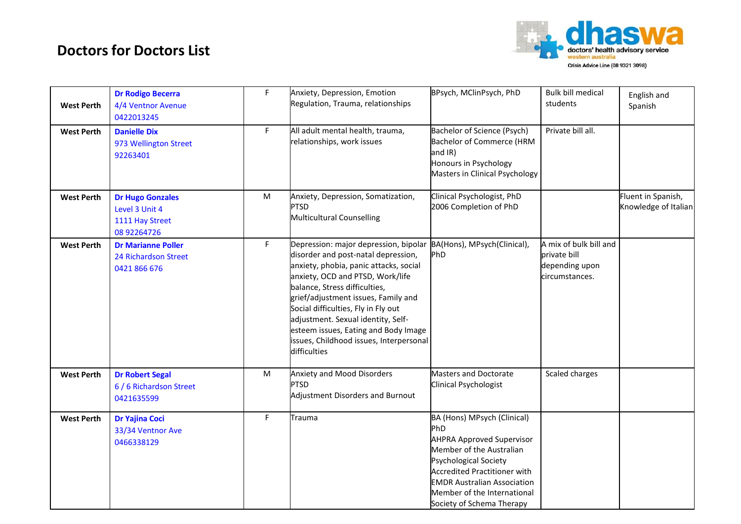# Doctors for Doctors List

dhaswa
doctors' health advisory service
western australia
Crisis Advice Line (08 9321 3098)

| | | | | | | |
|---|---|---|---|---|---|---|
| **West Perth** | **Dr Rodigo Becerra**<br>4/4 Ventnor Avenue<br>0422013245 | F | Anxiety, Depression, Emotion Regulation, Trauma, relationships | BPsych, MClinPsych, PhD | Bulk bill medical students | English and Spanish |
| **West Perth** | **Danielle Dix**<br>973 Wellington Street<br>92263401 | F | All adult mental health, trauma, relationships, work issues | Bachelor of Science (Psych)<br>Bachelor of Commerce (HRM and IR)<br>Honours in Psychology<br>Masters in Clinical Psychology | Private bill all. | |
| **West Perth** | **Dr Hugo Gonzales**<br>Level 3 Unit 4<br>1111 Hay Street<br>08 92264726 | M | Anxiety, Depression, Somatization, PTSD<br>Multicultural Counselling | Clinical Psychologist, PhD<br>2006 Completion of PhD | | Fluent in Spanish, Knowledge of Italian |
| **West Perth** | **Dr Marianne Poller**<br>24 Richardson Street<br>0421 866 676 | F | Depression: major depression, bipolar disorder and post-natal depression, anxiety, phobia, panic attacks, social anxiety, OCD and PTSD, Work/life balance, Stress difficulties, grief/adjustment issues, Family and Social difficulties, Fly in Fly out adjustment. Sexual identity, Self-esteem issues, Eating and Body Image issues, Childhood issues, Interpersonal difficulties | BA(Hons), MPsych(Clinical), PhD | A mix of bulk bill and private bill depending upon circumstances. | |
| **West Perth** | **Dr Robert Segal**<br>6 / 6 Richardson Street<br>0421635599 | M | Anxiety and Mood Disorders<br>PTSD<br>Adjustment Disorders and Burnout | Masters and Doctorate<br>Clinical Psychologist | Scaled charges | |
| **West Perth** | **Dr Yajina Coci**<br>33/34 Ventnor Ave<br>0466338129 | F | Trauma | BA (Hons) MPsych (Clinical) PhD<br>AHPRA Approved Supervisor<br>Member of the Australian Psychological Society<br>Accredited Practitioner with EMDR Australian Association<br>Member of the International Society of Schema Therapy | | |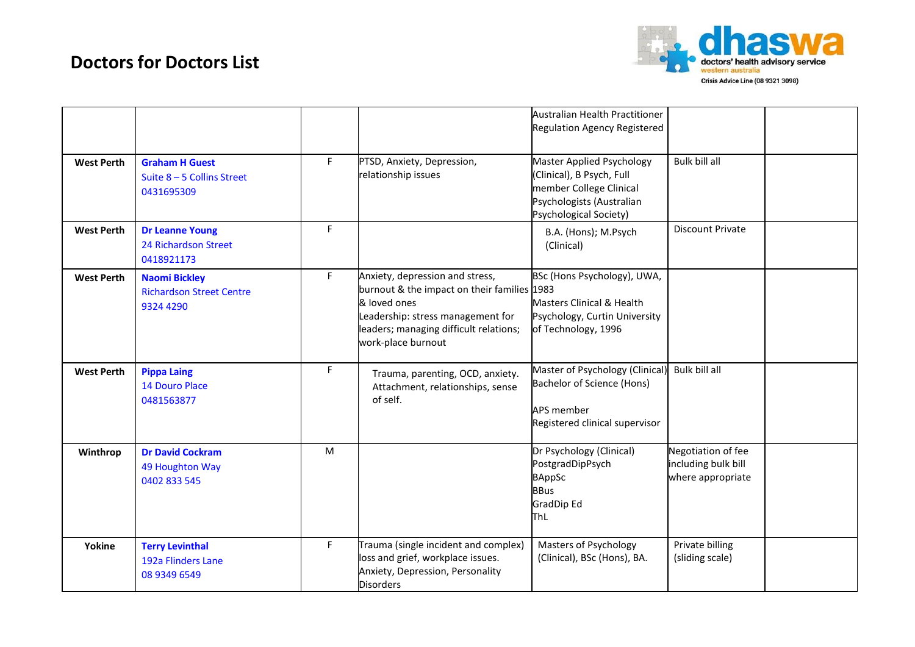# Doctors for Doctors List

dhaswa doctors' health advisory service western australia
Crisis Advice Line (08 9321 3098)

| | | | | Australian Health Practitioner Regulation Agency Registered | | |
|---|---|---|---|---|---|---|
| **West Perth** | **Graham H Guest**<br>Suite 8 – 5 Collins Street<br>0431695309 | F | PTSD, Anxiety, Depression, relationship issues | Master Applied Psychology (Clinical), B Psych, Full member College Clinical Psychologists (Australian Psychological Society) | Bulk bill all | |
| **West Perth** | **Dr Leanne Young**<br>24 Richardson Street<br>0418921173 | F | | B.A. (Hons); M.Psych (Clinical) | Discount Private | |
| **West Perth** | **Naomi Bickley**<br>Richardson Street Centre<br>9324 4290 | F | Anxiety, depression and stress, burnout & the impact on their families & loved ones<br>Leadership: stress management for leaders; managing difficult relations; work-place burnout | BSc (Hons Psychology), UWA, 1983<br>Masters Clinical & Health Psychology, Curtin University of Technology, 1996 | | |
| **West Perth** | **Pippa Laing**<br>14 Douro Place<br>0481563877 | F | Trauma, parenting, OCD, anxiety. Attachment, relationships, sense of self. | Master of Psychology (Clinical) Bachelor of Science (Hons)<br><br>APS member<br>Registered clinical supervisor | Bulk bill all | |
| **Winthrop** | **Dr David Cockram**<br>49 Houghton Way<br>0402 833 545 | M | | Dr Psychology (Clinical)<br>PostgradDipPsych<br>BAppSc<br>BBus<br>GradDip Ed<br>ThL | Negotiation of fee including bulk bill where appropriate | |
| **Yokine** | **Terry Levinthal**<br>192a Flinders Lane<br>08 9349 6549 | F | Trauma (single incident and complex) loss and grief, workplace issues. Anxiety, Depression, Personality Disorders | Masters of Psychology (Clinical), BSc (Hons), BA. | Private billing (sliding scale) | |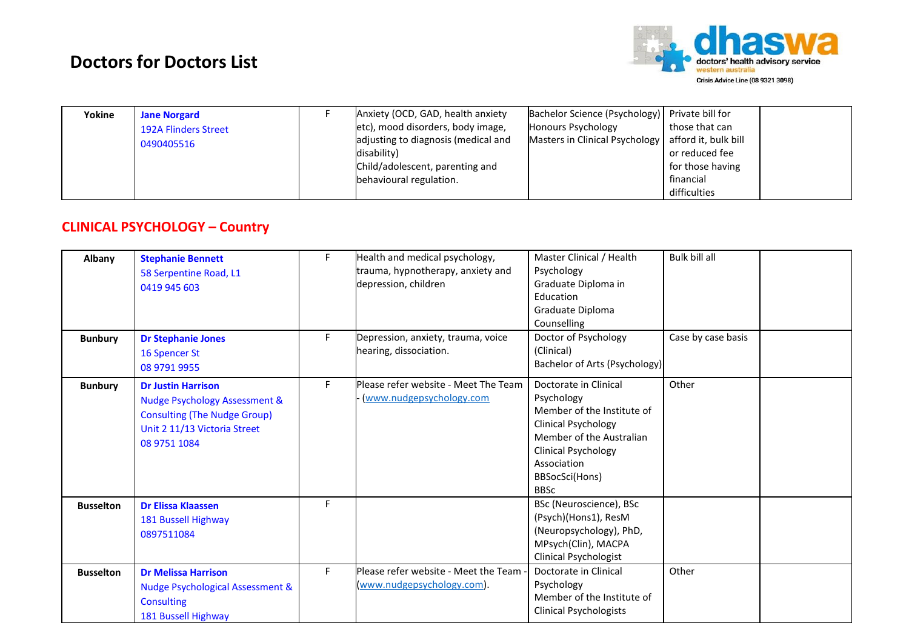# Doctors for Doctors List

| | | | | | | |
|---|---|---|---|---|---|---|
| **Yokine** | **Jane Norgard**<br>192A Flinders Street<br>0490405516 | F | Anxiety (OCD, GAD, health anxiety etc), mood disorders, body image, adjusting to diagnosis (medical and disability)<br>Child/adolescent, parenting and behavioural regulation. | Bachelor Science (Psychology)<br>Honours Psychology<br>Masters in Clinical Psychology | Private bill for those that can afford it, bulk bill or reduced fee for those having financial difficulties | |

## CLINICAL PSYCHOLOGY – Country

| | | | | | | |
|---|---|---|---|---|---|---|
| **Albany** | **Stephanie Bennett**<br>58 Serpentine Road, L1<br>0419 945 603 | F | Health and medical psychology, trauma, hypnotherapy, anxiety and depression, children | Master Clinical / Health Psychology<br>Graduate Diploma in Education<br>Graduate Diploma Counselling | Bulk bill all | |
| **Bunbury** | **Dr Stephanie Jones**<br>16 Spencer St<br>08 9791 9955 | F | Depression, anxiety, trauma, voice hearing, dissociation. | Doctor of Psychology (Clinical)<br>Bachelor of Arts (Psychology) | Case by case basis | |
| **Bunbury** | **Dr Justin Harrison**<br>Nudge Psychology Assessment & Consulting (The Nudge Group)<br>Unit 2 11/13 Victoria Street<br>08 9751 1084 | F | Please refer website - Meet The Team - (www.nudgepsychology.com | Doctorate in Clinical Psychology<br>Member of the Institute of Clinical Psychology<br>Member of the Australian Clinical Psychology Association<br>BBSocSci(Hons)<br>BBSc | Other | |
| **Busselton** | **Dr Elissa Klaassen**<br>181 Bussell Highway<br>0897511084 | F | | BSc (Neuroscience), BSc (Psych)(Hons1), ResM (Neuropsychology), PhD, MPsych(Clin), MACPA<br>Clinical Psychologist | | |
| **Busselton** | **Dr Melissa Harrison**<br>Nudge Psychological Assessment & Consulting<br>181 Bussell Highway | F | Please refer website - Meet the Team - (www.nudgepsychology.com). | Doctorate in Clinical Psychology<br>Member of the Institute of Clinical Psychologists | Other | |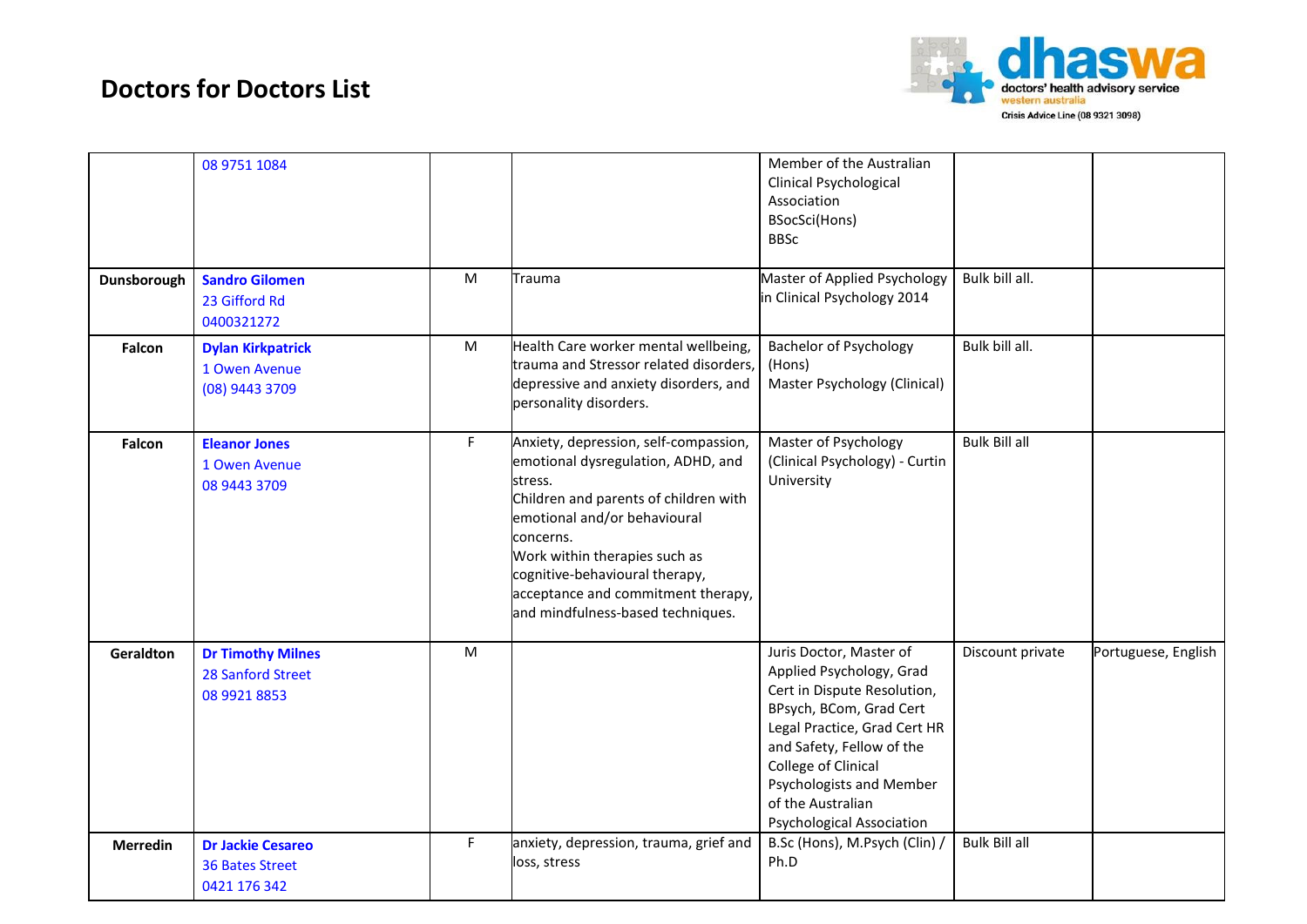# Doctors for Doctors List

| | | | | | | |
|---|---|---|---|---|---|---|
| | 08 9751 1084 | | | Member of the Australian Clinical Psychological Association<br>BSocSci(Hons)<br>BBSc | | |
| **Dunsborough** | **Sandro Gilomen**<br>23 Gifford Rd<br>0400321272 | M | Trauma | Master of Applied Psychology in Clinical Psychology 2014 | Bulk bill all. | |
| **Falcon** | **Dylan Kirkpatrick**<br>1 Owen Avenue<br>(08) 9443 3709 | M | Health Care worker mental wellbeing, trauma and Stressor related disorders, depressive and anxiety disorders, and personality disorders. | Bachelor of Psychology (Hons)<br>Master Psychology (Clinical) | Bulk bill all. | |
| **Falcon** | **Eleanor Jones**<br>1 Owen Avenue<br>08 9443 3709 | F | Anxiety, depression, self-compassion, emotional dysregulation, ADHD, and stress.<br>Children and parents of children with emotional and/or behavioural concerns.<br>Work within therapies such as cognitive-behavioural therapy, acceptance and commitment therapy, and mindfulness-based techniques. | Master of Psychology (Clinical Psychology) - Curtin University | Bulk Bill all | |
| **Geraldton** | **Dr Timothy Milnes**<br>28 Sanford Street<br>08 9921 8853 | M | | Juris Doctor, Master of Applied Psychology, Grad Cert in Dispute Resolution, BPsych, BCom, Grad Cert Legal Practice, Grad Cert HR and Safety, Fellow of the College of Clinical Psychologists and Member of the Australian Psychological Association | Discount private | Portuguese, English |
| **Merredin** | **Dr Jackie Cesareo**<br>36 Bates Street<br>0421 176 342 | F | anxiety, depression, trauma, grief and loss, stress | B.Sc (Hons), M.Psych (Clin) / Ph.D | Bulk Bill all | |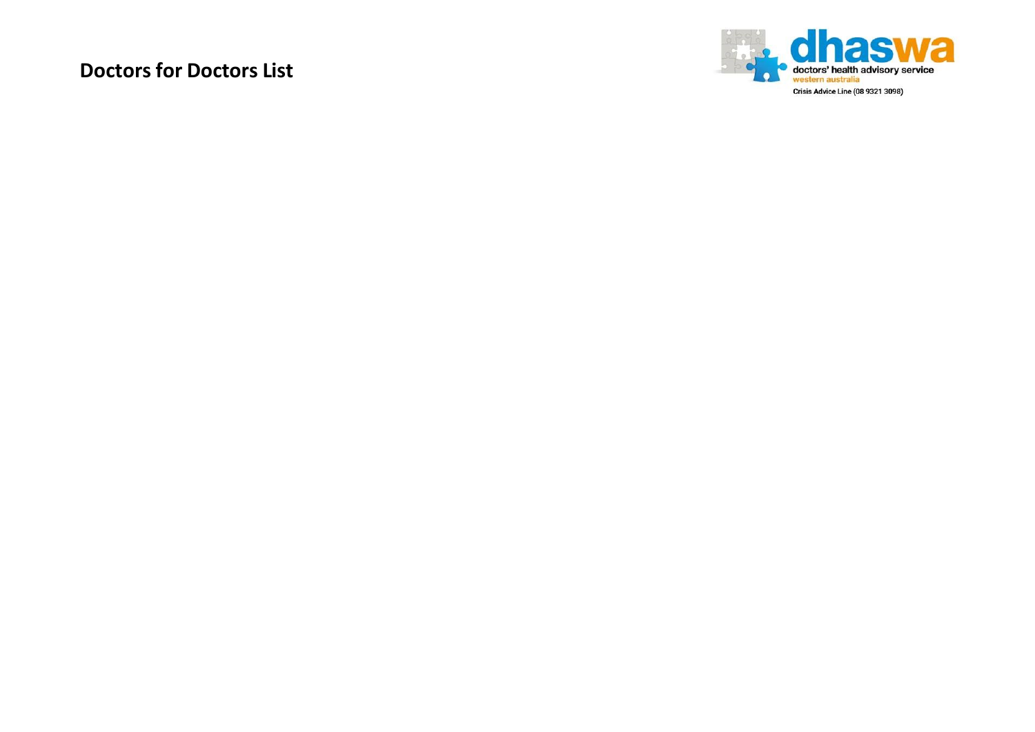# Doctors for Doctors List

dhaswa
doctors' health advisory service
western australia
Crisis Advice Line (08 9321 3098)